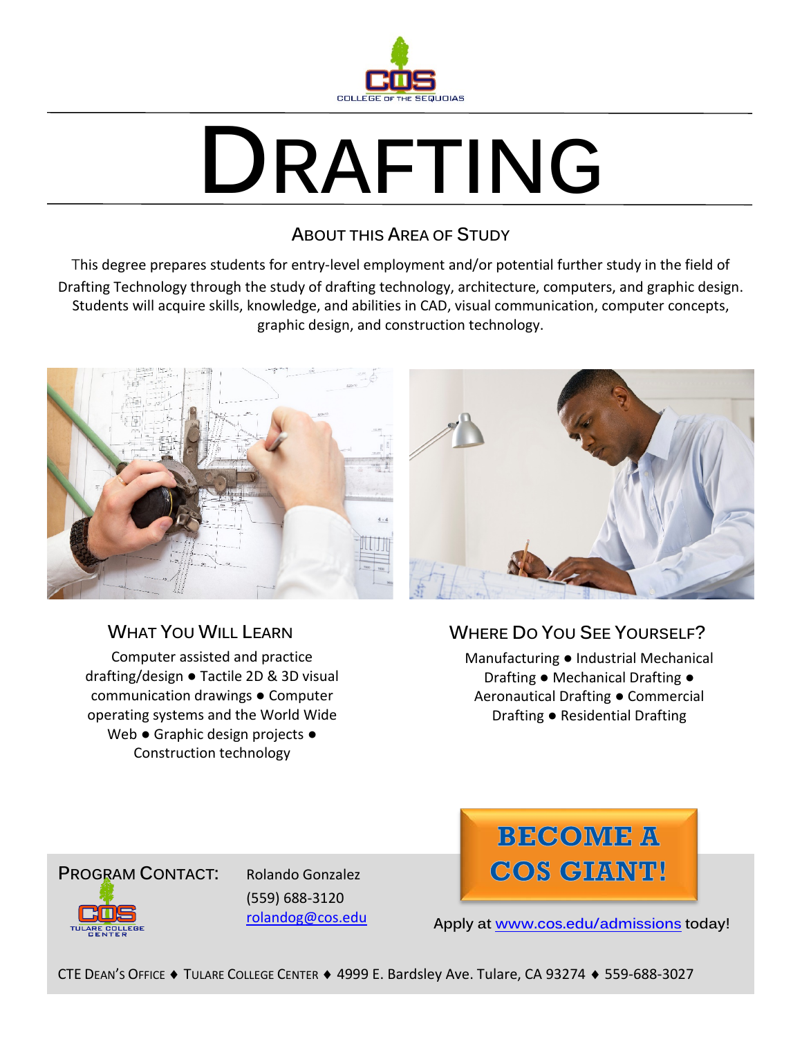COLLEGE OF THE SEQUOIAS

# DRAFTING

## ABOUT THIS AREA OF STUDY

This degree prepares students for entry-level employment and/or potential further study in the field of Drafting Technology through the study of drafting technology, architecture, computers, and graphic design. Students will acquire skills, knowledge, and abilities in CAD, visual communication, computer concepts, graphic design, and construction technology.

## WHAT YOU WILL LEARN

Computer assisted and practice drafting/design ● Tactile 2D & 3D visual communication drawings ● Computer operating systems and the World Wide Web ● Graphic design projects ● Construction technology

## WHERE DO YOU SEE YOURSELF?

Manufacturing ● Industrial Mechanical Drafting ● Mechanical Drafting ● Aeronautical Drafting ● Commercial Drafting ● Residential Drafting

**BECOME A COS GIANT!**

PROGRAM CONTACT: Rolando Gonzalez
(559) 688-3120
rolandog@cos.edu

TULARE COLLEGE CENTER

Apply at www.cos.edu/admissions today!

CTE DEAN'S OFFICE ♦ TULARE COLLEGE CENTER ♦ 4999 E. Bardsley Ave. Tulare, CA 93274 ♦ 559-688-3027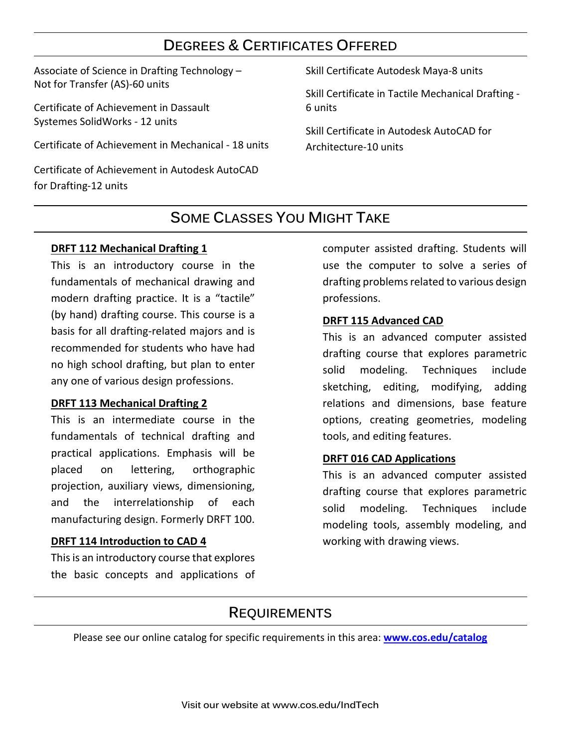## Degrees & Certificates Offered

Associate of Science in Drafting Technology – Not for Transfer (AS)-60 units

Certificate of Achievement in Dassault Systemes SolidWorks - 12 units

Certificate of Achievement in Mechanical - 18 units

Certificate of Achievement in Autodesk AutoCAD for Drafting-12 units

Skill Certificate Autodesk Maya-8 units

Skill Certificate in Tactile Mechanical Drafting - 6 units

Skill Certificate in Autodesk AutoCAD for Architecture-10 units

## Some Classes You Might Take

**DRFT 112 Mechanical Drafting 1**

This is an introductory course in the fundamentals of mechanical drawing and modern drafting practice. It is a "tactile" (by hand) drafting course. This course is a basis for all drafting-related majors and is recommended for students who have had no high school drafting, but plan to enter any one of various design professions.

**DRFT 113 Mechanical Drafting 2**

This is an intermediate course in the fundamentals of technical drafting and practical applications. Emphasis will be placed on lettering, orthographic projection, auxiliary views, dimensioning, and the interrelationship of each manufacturing design. Formerly DRFT 100.

**DRFT 114 Introduction to CAD 4**

This is an introductory course that explores the basic concepts and applications of computer assisted drafting. Students will use the computer to solve a series of drafting problems related to various design professions.

**DRFT 115 Advanced CAD**

This is an advanced computer assisted drafting course that explores parametric solid modeling. Techniques include sketching, editing, modifying, adding relations and dimensions, base feature options, creating geometries, modeling tools, and editing features.

**DRFT 016 CAD Applications**

This is an advanced computer assisted drafting course that explores parametric solid modeling. Techniques include modeling tools, assembly modeling, and working with drawing views.

## Requirements

Please see our online catalog for specific requirements in this area: **www.cos.edu/catalog**

Visit our website at www.cos.edu/IndTech